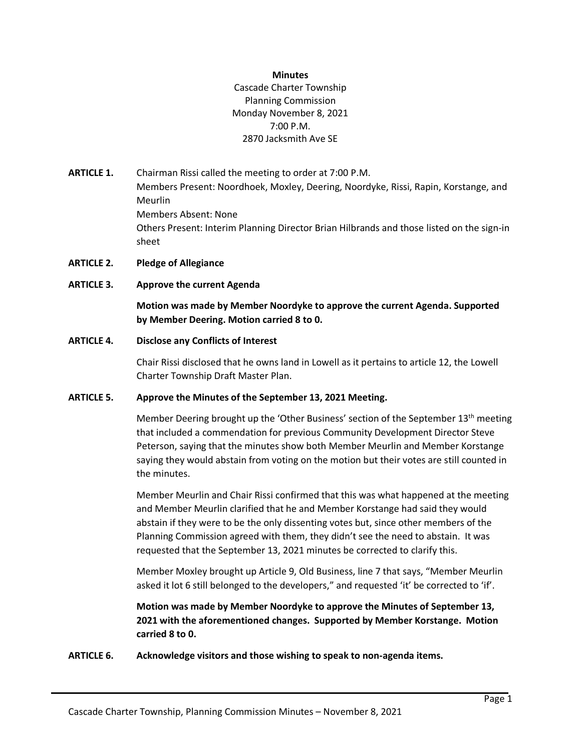**Minutes**
Cascade Charter Township
Planning Commission
Monday November 8, 2021
7:00 P.M.
2870 Jacksmith Ave SE

**ARTICLE 1.** Chairman Rissi called the meeting to order at 7:00 P.M.
Members Present: Noordhoek, Moxley, Deering, Noordyke, Rissi, Rapin, Korstange, and Meurlin
Members Absent: None
Others Present: Interim Planning Director Brian Hilbrands and those listed on the sign-in sheet

**ARTICLE 2. Pledge of Allegiance**

**ARTICLE 3. Approve the current Agenda**

**Motion was made by Member Noordyke to approve the current Agenda. Supported by Member Deering. Motion carried 8 to 0.**

**ARTICLE 4. Disclose any Conflicts of Interest**

Chair Rissi disclosed that he owns land in Lowell as it pertains to article 12, the Lowell Charter Township Draft Master Plan.

**ARTICLE 5. Approve the Minutes of the September 13, 2021 Meeting.**

Member Deering brought up the 'Other Business' section of the September 13th meeting that included a commendation for previous Community Development Director Steve Peterson, saying that the minutes show both Member Meurlin and Member Korstange saying they would abstain from voting on the motion but their votes are still counted in the minutes.

Member Meurlin and Chair Rissi confirmed that this was what happened at the meeting and Member Meurlin clarified that he and Member Korstange had said they would abstain if they were to be the only dissenting votes but, since other members of the Planning Commission agreed with them, they didn't see the need to abstain. It was requested that the September 13, 2021 minutes be corrected to clarify this.

Member Moxley brought up Article 9, Old Business, line 7 that says, "Member Meurlin asked it lot 6 still belonged to the developers," and requested 'it' be corrected to 'if'.

**Motion was made by Member Noordyke to approve the Minutes of September 13, 2021 with the aforementioned changes. Supported by Member Korstange. Motion carried 8 to 0.**

**ARTICLE 6. Acknowledge visitors and those wishing to speak to non-agenda items.**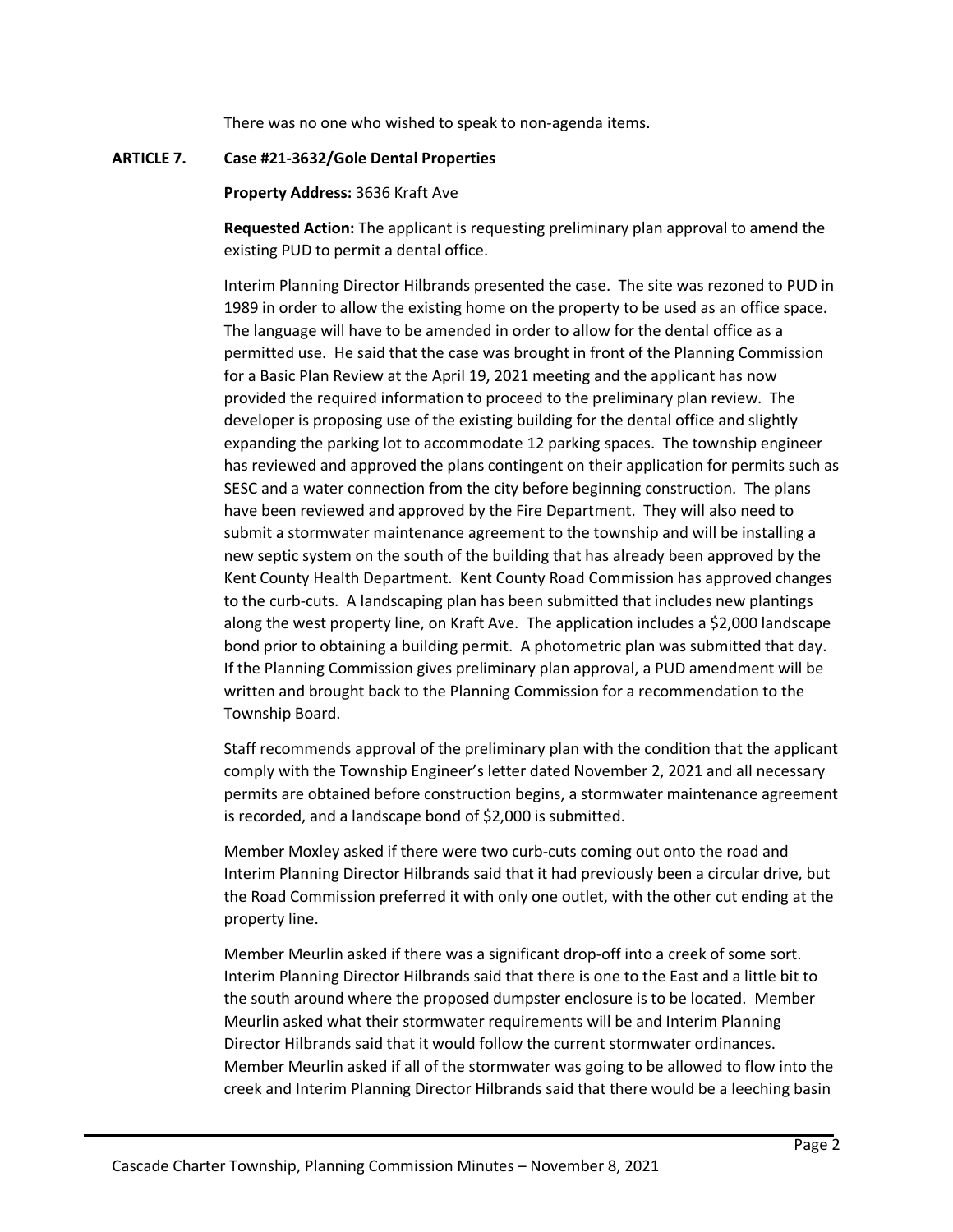There was no one who wished to speak to non-agenda items.

**ARTICLE 7. Case #21-3632/Gole Dental Properties**

**Property Address:** 3636 Kraft Ave

**Requested Action:** The applicant is requesting preliminary plan approval to amend the existing PUD to permit a dental office.

Interim Planning Director Hilbrands presented the case. The site was rezoned to PUD in 1989 in order to allow the existing home on the property to be used as an office space. The language will have to be amended in order to allow for the dental office as a permitted use. He said that the case was brought in front of the Planning Commission for a Basic Plan Review at the April 19, 2021 meeting and the applicant has now provided the required information to proceed to the preliminary plan review. The developer is proposing use of the existing building for the dental office and slightly expanding the parking lot to accommodate 12 parking spaces. The township engineer has reviewed and approved the plans contingent on their application for permits such as SESC and a water connection from the city before beginning construction. The plans have been reviewed and approved by the Fire Department. They will also need to submit a stormwater maintenance agreement to the township and will be installing a new septic system on the south of the building that has already been approved by the Kent County Health Department. Kent County Road Commission has approved changes to the curb-cuts. A landscaping plan has been submitted that includes new plantings along the west property line, on Kraft Ave. The application includes a $2,000 landscape bond prior to obtaining a building permit. A photometric plan was submitted that day. If the Planning Commission gives preliminary plan approval, a PUD amendment will be written and brought back to the Planning Commission for a recommendation to the Township Board.

Staff recommends approval of the preliminary plan with the condition that the applicant comply with the Township Engineer's letter dated November 2, 2021 and all necessary permits are obtained before construction begins, a stormwater maintenance agreement is recorded, and a landscape bond of $2,000 is submitted.

Member Moxley asked if there were two curb-cuts coming out onto the road and Interim Planning Director Hilbrands said that it had previously been a circular drive, but the Road Commission preferred it with only one outlet, with the other cut ending at the property line.

Member Meurlin asked if there was a significant drop-off into a creek of some sort. Interim Planning Director Hilbrands said that there is one to the East and a little bit to the south around where the proposed dumpster enclosure is to be located. Member Meurlin asked what their stormwater requirements will be and Interim Planning Director Hilbrands said that it would follow the current stormwater ordinances. Member Meurlin asked if all of the stormwater was going to be allowed to flow into the creek and Interim Planning Director Hilbrands said that there would be a leeching basin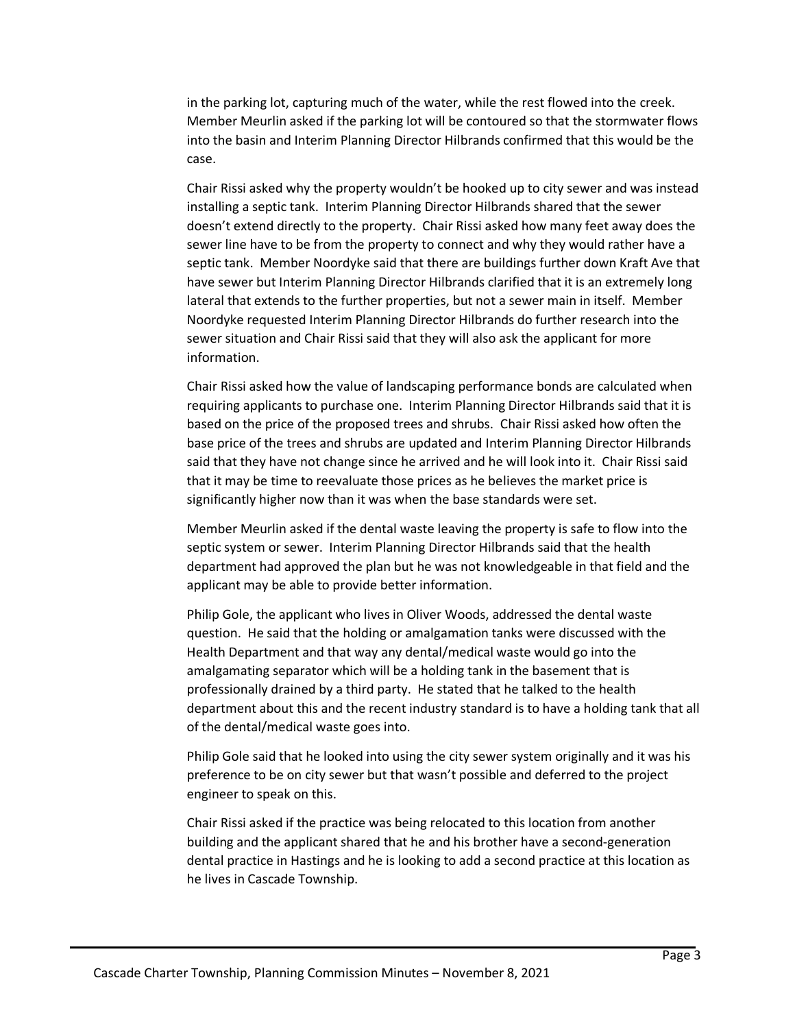in the parking lot, capturing much of the water, while the rest flowed into the creek. Member Meurlin asked if the parking lot will be contoured so that the stormwater flows into the basin and Interim Planning Director Hilbrands confirmed that this would be the case.

Chair Rissi asked why the property wouldn't be hooked up to city sewer and was instead installing a septic tank. Interim Planning Director Hilbrands shared that the sewer doesn't extend directly to the property. Chair Rissi asked how many feet away does the sewer line have to be from the property to connect and why they would rather have a septic tank. Member Noordyke said that there are buildings further down Kraft Ave that have sewer but Interim Planning Director Hilbrands clarified that it is an extremely long lateral that extends to the further properties, but not a sewer main in itself. Member Noordyke requested Interim Planning Director Hilbrands do further research into the sewer situation and Chair Rissi said that they will also ask the applicant for more information.

Chair Rissi asked how the value of landscaping performance bonds are calculated when requiring applicants to purchase one. Interim Planning Director Hilbrands said that it is based on the price of the proposed trees and shrubs. Chair Rissi asked how often the base price of the trees and shrubs are updated and Interim Planning Director Hilbrands said that they have not change since he arrived and he will look into it. Chair Rissi said that it may be time to reevaluate those prices as he believes the market price is significantly higher now than it was when the base standards were set.

Member Meurlin asked if the dental waste leaving the property is safe to flow into the septic system or sewer. Interim Planning Director Hilbrands said that the health department had approved the plan but he was not knowledgeable in that field and the applicant may be able to provide better information.

Philip Gole, the applicant who lives in Oliver Woods, addressed the dental waste question. He said that the holding or amalgamation tanks were discussed with the Health Department and that way any dental/medical waste would go into the amalgamating separator which will be a holding tank in the basement that is professionally drained by a third party. He stated that he talked to the health department about this and the recent industry standard is to have a holding tank that all of the dental/medical waste goes into.

Philip Gole said that he looked into using the city sewer system originally and it was his preference to be on city sewer but that wasn't possible and deferred to the project engineer to speak on this.

Chair Rissi asked if the practice was being relocated to this location from another building and the applicant shared that he and his brother have a second-generation dental practice in Hastings and he is looking to add a second practice at this location as he lives in Cascade Township.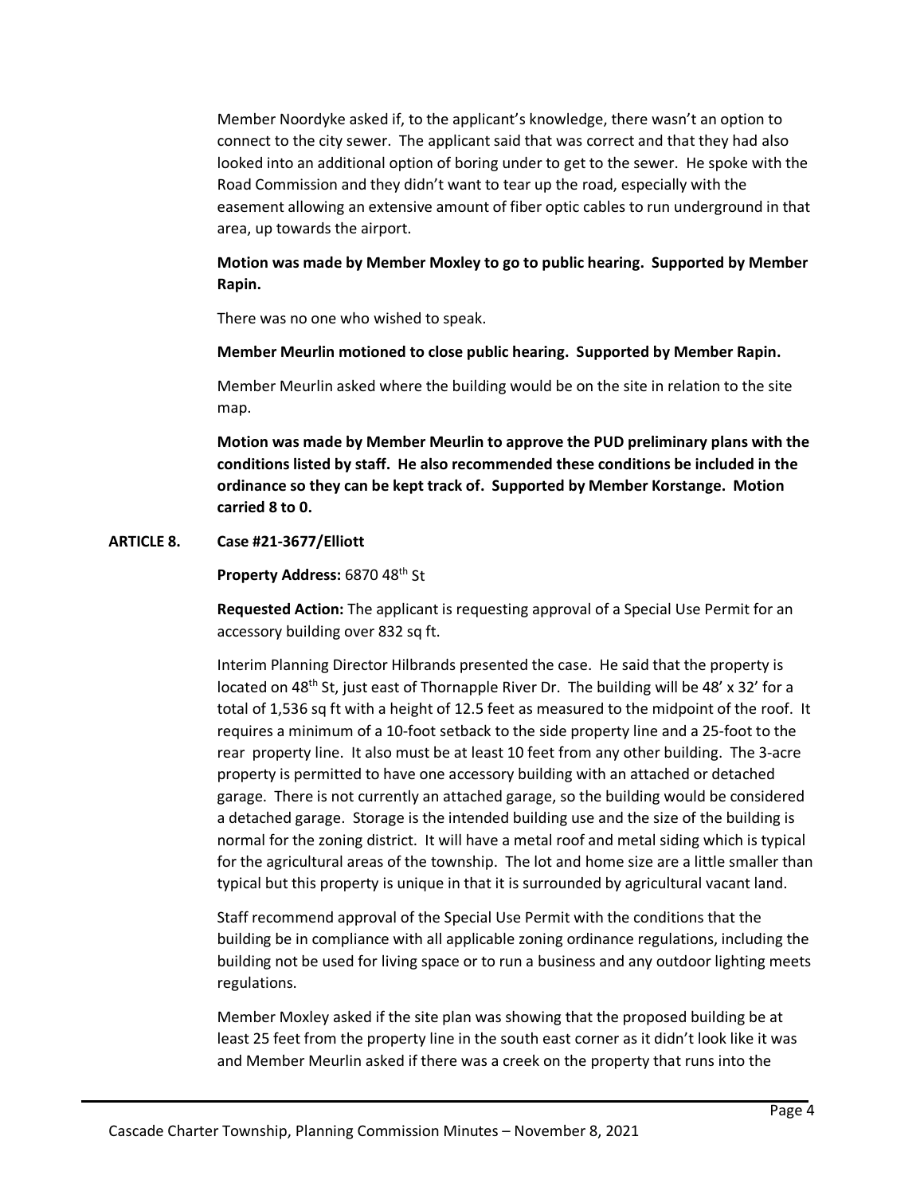Member Noordyke asked if, to the applicant's knowledge, there wasn't an option to connect to the city sewer. The applicant said that was correct and that they had also looked into an additional option of boring under to get to the sewer. He spoke with the Road Commission and they didn't want to tear up the road, especially with the easement allowing an extensive amount of fiber optic cables to run underground in that area, up towards the airport.

**Motion was made by Member Moxley to go to public hearing. Supported by Member Rapin.**

There was no one who wished to speak.

**Member Meurlin motioned to close public hearing. Supported by Member Rapin.**

Member Meurlin asked where the building would be on the site in relation to the site map.

**Motion was made by Member Meurlin to approve the PUD preliminary plans with the conditions listed by staff. He also recommended these conditions be included in the ordinance so they can be kept track of. Supported by Member Korstange. Motion carried 8 to 0.**

**ARTICLE 8. Case #21-3677/Elliott**

**Property Address:** 6870 48th St

**Requested Action:** The applicant is requesting approval of a Special Use Permit for an accessory building over 832 sq ft.

Interim Planning Director Hilbrands presented the case. He said that the property is located on 48th St, just east of Thornapple River Dr. The building will be 48' x 32' for a total of 1,536 sq ft with a height of 12.5 feet as measured to the midpoint of the roof. It requires a minimum of a 10-foot setback to the side property line and a 25-foot to the rear property line. It also must be at least 10 feet from any other building. The 3-acre property is permitted to have one accessory building with an attached or detached garage. There is not currently an attached garage, so the building would be considered a detached garage. Storage is the intended building use and the size of the building is normal for the zoning district. It will have a metal roof and metal siding which is typical for the agricultural areas of the township. The lot and home size are a little smaller than typical but this property is unique in that it is surrounded by agricultural vacant land.

Staff recommend approval of the Special Use Permit with the conditions that the building be in compliance with all applicable zoning ordinance regulations, including the building not be used for living space or to run a business and any outdoor lighting meets regulations.

Member Moxley asked if the site plan was showing that the proposed building be at least 25 feet from the property line in the south east corner as it didn't look like it was and Member Meurlin asked if there was a creek on the property that runs into the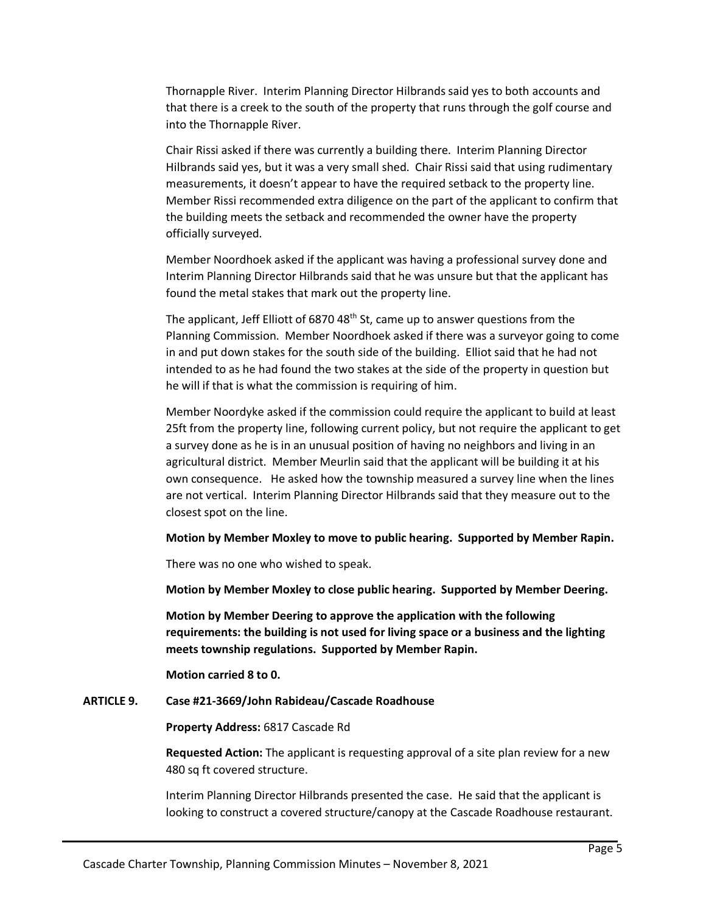Thornapple River. Interim Planning Director Hilbrands said yes to both accounts and that there is a creek to the south of the property that runs through the golf course and into the Thornapple River.

Chair Rissi asked if there was currently a building there. Interim Planning Director Hilbrands said yes, but it was a very small shed. Chair Rissi said that using rudimentary measurements, it doesn't appear to have the required setback to the property line. Member Rissi recommended extra diligence on the part of the applicant to confirm that the building meets the setback and recommended the owner have the property officially surveyed.

Member Noordhoek asked if the applicant was having a professional survey done and Interim Planning Director Hilbrands said that he was unsure but that the applicant has found the metal stakes that mark out the property line.

The applicant, Jeff Elliott of 6870 48th St, came up to answer questions from the Planning Commission. Member Noordhoek asked if there was a surveyor going to come in and put down stakes for the south side of the building. Elliot said that he had not intended to as he had found the two stakes at the side of the property in question but he will if that is what the commission is requiring of him.

Member Noordyke asked if the commission could require the applicant to build at least 25ft from the property line, following current policy, but not require the applicant to get a survey done as he is in an unusual position of having no neighbors and living in an agricultural district. Member Meurlin said that the applicant will be building it at his own consequence. He asked how the township measured a survey line when the lines are not vertical. Interim Planning Director Hilbrands said that they measure out to the closest spot on the line.

**Motion by Member Moxley to move to public hearing. Supported by Member Rapin.**

There was no one who wished to speak.

**Motion by Member Moxley to close public hearing. Supported by Member Deering.**

**Motion by Member Deering to approve the application with the following requirements: the building is not used for living space or a business and the lighting meets township regulations. Supported by Member Rapin.**

**Motion carried 8 to 0.**

**ARTICLE 9. Case #21-3669/John Rabideau/Cascade Roadhouse**

**Property Address:** 6817 Cascade Rd

**Requested Action:** The applicant is requesting approval of a site plan review for a new 480 sq ft covered structure.

Interim Planning Director Hilbrands presented the case. He said that the applicant is looking to construct a covered structure/canopy at the Cascade Roadhouse restaurant.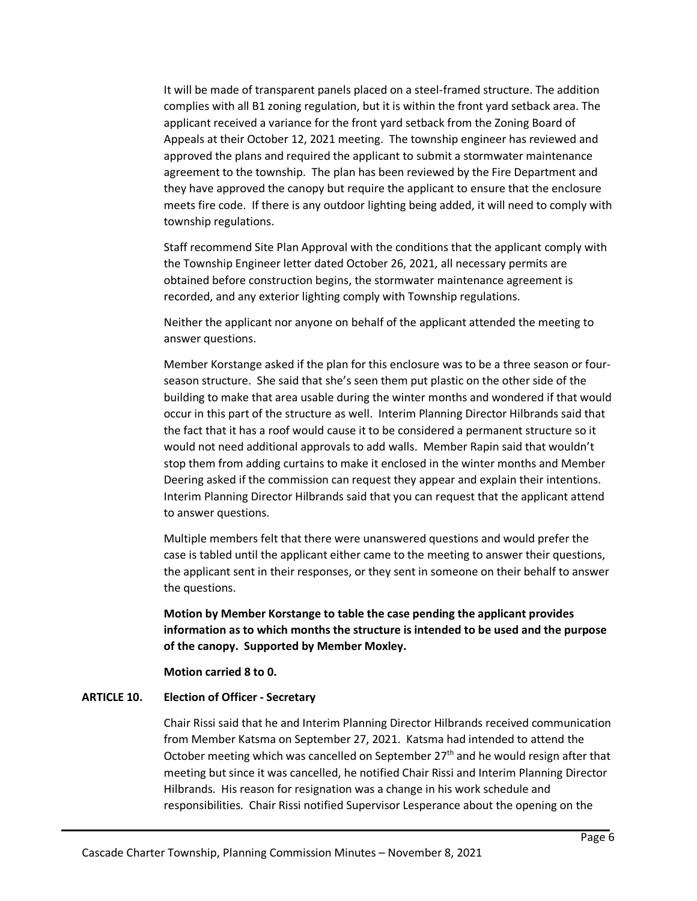It will be made of transparent panels placed on a steel-framed structure. The addition complies with all B1 zoning regulation, but it is within the front yard setback area. The applicant received a variance for the front yard setback from the Zoning Board of Appeals at their October 12, 2021 meeting. The township engineer has reviewed and approved the plans and required the applicant to submit a stormwater maintenance agreement to the township. The plan has been reviewed by the Fire Department and they have approved the canopy but require the applicant to ensure that the enclosure meets fire code. If there is any outdoor lighting being added, it will need to comply with township regulations.

Staff recommend Site Plan Approval with the conditions that the applicant comply with the Township Engineer letter dated October 26, 2021, all necessary permits are obtained before construction begins, the stormwater maintenance agreement is recorded, and any exterior lighting comply with Township regulations.

Neither the applicant nor anyone on behalf of the applicant attended the meeting to answer questions.

Member Korstange asked if the plan for this enclosure was to be a three season or four-season structure. She said that she's seen them put plastic on the other side of the building to make that area usable during the winter months and wondered if that would occur in this part of the structure as well. Interim Planning Director Hilbrands said that the fact that it has a roof would cause it to be considered a permanent structure so it would not need additional approvals to add walls. Member Rapin said that wouldn't stop them from adding curtains to make it enclosed in the winter months and Member Deering asked if the commission can request they appear and explain their intentions. Interim Planning Director Hilbrands said that you can request that the applicant attend to answer questions.

Multiple members felt that there were unanswered questions and would prefer the case is tabled until the applicant either came to the meeting to answer their questions, the applicant sent in their responses, or they sent in someone on their behalf to answer the questions.

**Motion by Member Korstange to table the case pending the applicant provides information as to which months the structure is intended to be used and the purpose of the canopy. Supported by Member Moxley.**

**Motion carried 8 to 0.**

**ARTICLE 10. Election of Officer - Secretary**

Chair Rissi said that he and Interim Planning Director Hilbrands received communication from Member Katsma on September 27, 2021. Katsma had intended to attend the October meeting which was cancelled on September 27th and he would resign after that meeting but since it was cancelled, he notified Chair Rissi and Interim Planning Director Hilbrands. His reason for resignation was a change in his work schedule and responsibilities. Chair Rissi notified Supervisor Lesperance about the opening on the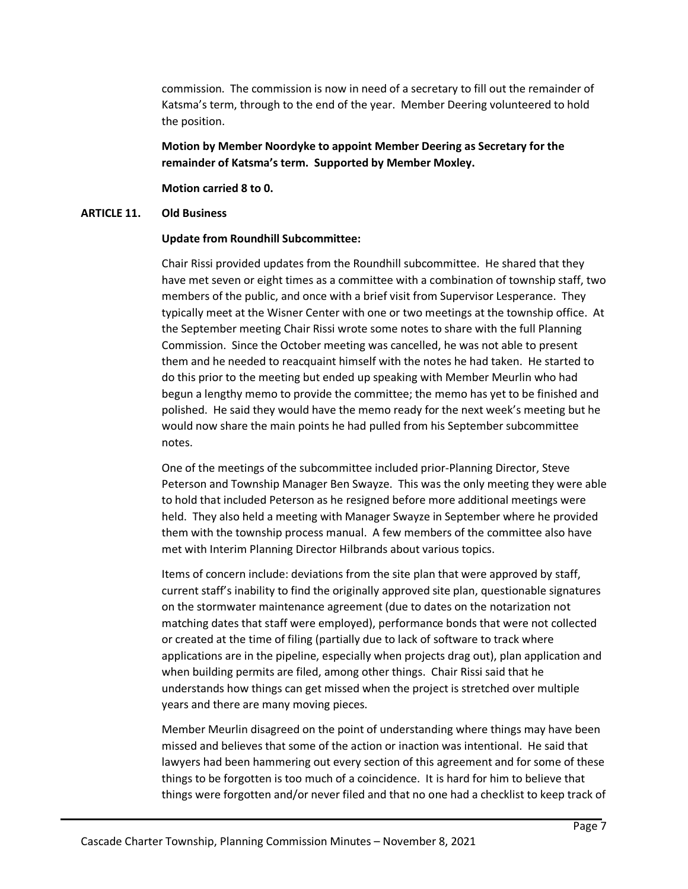commission. The commission is now in need of a secretary to fill out the remainder of Katsma's term, through to the end of the year. Member Deering volunteered to hold the position.

**Motion by Member Noordyke to appoint Member Deering as Secretary for the remainder of Katsma's term. Supported by Member Moxley.**

**Motion carried 8 to 0.**

## ARTICLE 11. Old Business

**Update from Roundhill Subcommittee:**

Chair Rissi provided updates from the Roundhill subcommittee. He shared that they have met seven or eight times as a committee with a combination of township staff, two members of the public, and once with a brief visit from Supervisor Lesperance. They typically meet at the Wisner Center with one or two meetings at the township office. At the September meeting Chair Rissi wrote some notes to share with the full Planning Commission. Since the October meeting was cancelled, he was not able to present them and he needed to reacquaint himself with the notes he had taken. He started to do this prior to the meeting but ended up speaking with Member Meurlin who had begun a lengthy memo to provide the committee; the memo has yet to be finished and polished. He said they would have the memo ready for the next week's meeting but he would now share the main points he had pulled from his September subcommittee notes.

One of the meetings of the subcommittee included prior-Planning Director, Steve Peterson and Township Manager Ben Swayze. This was the only meeting they were able to hold that included Peterson as he resigned before more additional meetings were held. They also held a meeting with Manager Swayze in September where he provided them with the township process manual. A few members of the committee also have met with Interim Planning Director Hilbrands about various topics.

Items of concern include: deviations from the site plan that were approved by staff, current staff's inability to find the originally approved site plan, questionable signatures on the stormwater maintenance agreement (due to dates on the notarization not matching dates that staff were employed), performance bonds that were not collected or created at the time of filing (partially due to lack of software to track where applications are in the pipeline, especially when projects drag out), plan application and when building permits are filed, among other things. Chair Rissi said that he understands how things can get missed when the project is stretched over multiple years and there are many moving pieces.

Member Meurlin disagreed on the point of understanding where things may have been missed and believes that some of the action or inaction was intentional. He said that lawyers had been hammering out every section of this agreement and for some of these things to be forgotten is too much of a coincidence. It is hard for him to believe that things were forgotten and/or never filed and that no one had a checklist to keep track of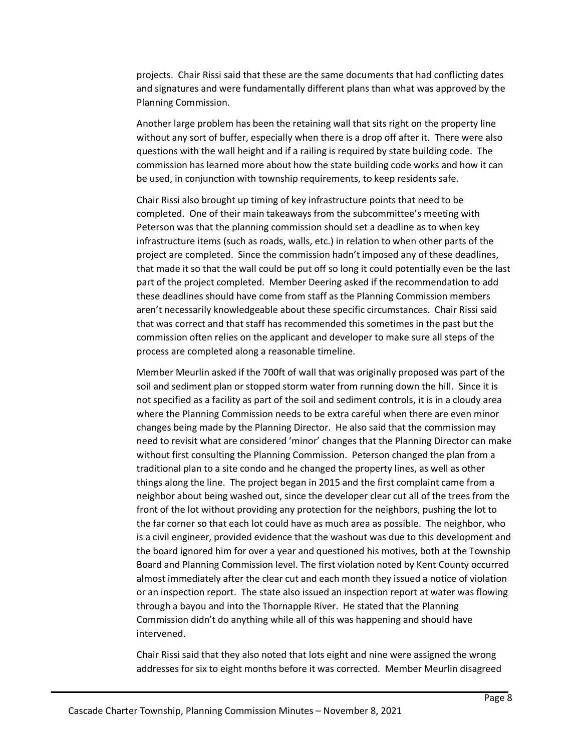projects. Chair Rissi said that these are the same documents that had conflicting dates and signatures and were fundamentally different plans than what was approved by the Planning Commission.

Another large problem has been the retaining wall that sits right on the property line without any sort of buffer, especially when there is a drop off after it. There were also questions with the wall height and if a railing is required by state building code. The commission has learned more about how the state building code works and how it can be used, in conjunction with township requirements, to keep residents safe.

Chair Rissi also brought up timing of key infrastructure points that need to be completed. One of their main takeaways from the subcommittee's meeting with Peterson was that the planning commission should set a deadline as to when key infrastructure items (such as roads, walls, etc.) in relation to when other parts of the project are completed. Since the commission hadn't imposed any of these deadlines, that made it so that the wall could be put off so long it could potentially even be the last part of the project completed. Member Deering asked if the recommendation to add these deadlines should have come from staff as the Planning Commission members aren't necessarily knowledgeable about these specific circumstances. Chair Rissi said that was correct and that staff has recommended this sometimes in the past but the commission often relies on the applicant and developer to make sure all steps of the process are completed along a reasonable timeline.

Member Meurlin asked if the 700ft of wall that was originally proposed was part of the soil and sediment plan or stopped storm water from running down the hill. Since it is not specified as a facility as part of the soil and sediment controls, it is in a cloudy area where the Planning Commission needs to be extra careful when there are even minor changes being made by the Planning Director. He also said that the commission may need to revisit what are considered 'minor' changes that the Planning Director can make without first consulting the Planning Commission. Peterson changed the plan from a traditional plan to a site condo and he changed the property lines, as well as other things along the line. The project began in 2015 and the first complaint came from a neighbor about being washed out, since the developer clear cut all of the trees from the front of the lot without providing any protection for the neighbors, pushing the lot to the far corner so that each lot could have as much area as possible. The neighbor, who is a civil engineer, provided evidence that the washout was due to this development and the board ignored him for over a year and questioned his motives, both at the Township Board and Planning Commission level. The first violation noted by Kent County occurred almost immediately after the clear cut and each month they issued a notice of violation or an inspection report. The state also issued an inspection report at water was flowing through a bayou and into the Thornapple River. He stated that the Planning Commission didn't do anything while all of this was happening and should have intervened.

Chair Rissi said that they also noted that lots eight and nine were assigned the wrong addresses for six to eight months before it was corrected. Member Meurlin disagreed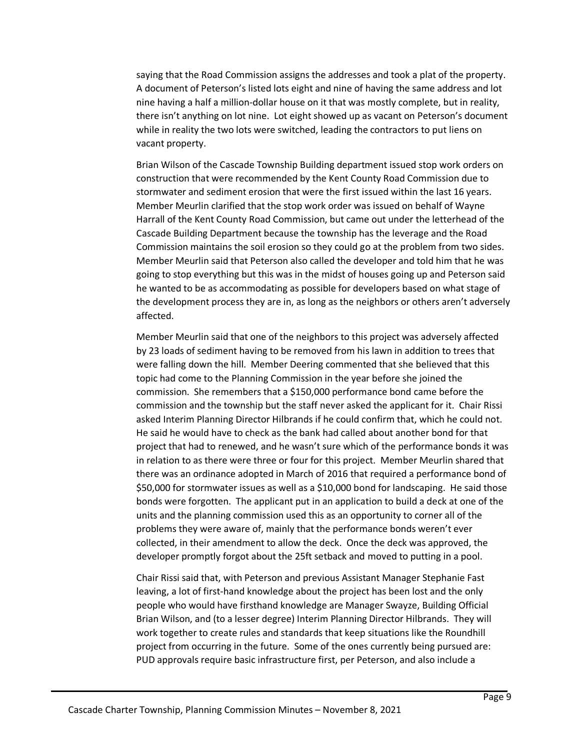saying that the Road Commission assigns the addresses and took a plat of the property. A document of Peterson's listed lots eight and nine of having the same address and lot nine having a half a million-dollar house on it that was mostly complete, but in reality, there isn't anything on lot nine. Lot eight showed up as vacant on Peterson's document while in reality the two lots were switched, leading the contractors to put liens on vacant property.

Brian Wilson of the Cascade Township Building department issued stop work orders on construction that were recommended by the Kent County Road Commission due to stormwater and sediment erosion that were the first issued within the last 16 years. Member Meurlin clarified that the stop work order was issued on behalf of Wayne Harrall of the Kent County Road Commission, but came out under the letterhead of the Cascade Building Department because the township has the leverage and the Road Commission maintains the soil erosion so they could go at the problem from two sides. Member Meurlin said that Peterson also called the developer and told him that he was going to stop everything but this was in the midst of houses going up and Peterson said he wanted to be as accommodating as possible for developers based on what stage of the development process they are in, as long as the neighbors or others aren't adversely affected.

Member Meurlin said that one of the neighbors to this project was adversely affected by 23 loads of sediment having to be removed from his lawn in addition to trees that were falling down the hill. Member Deering commented that she believed that this topic had come to the Planning Commission in the year before she joined the commission. She remembers that a $150,000 performance bond came before the commission and the township but the staff never asked the applicant for it. Chair Rissi asked Interim Planning Director Hilbrands if he could confirm that, which he could not. He said he would have to check as the bank had called about another bond for that project that had to renewed, and he wasn't sure which of the performance bonds it was in relation to as there were three or four for this project. Member Meurlin shared that there was an ordinance adopted in March of 2016 that required a performance bond of $50,000 for stormwater issues as well as a $10,000 bond for landscaping. He said those bonds were forgotten. The applicant put in an application to build a deck at one of the units and the planning commission used this as an opportunity to corner all of the problems they were aware of, mainly that the performance bonds weren't ever collected, in their amendment to allow the deck. Once the deck was approved, the developer promptly forgot about the 25ft setback and moved to putting in a pool.

Chair Rissi said that, with Peterson and previous Assistant Manager Stephanie Fast leaving, a lot of first-hand knowledge about the project has been lost and the only people who would have firsthand knowledge are Manager Swayze, Building Official Brian Wilson, and (to a lesser degree) Interim Planning Director Hilbrands. They will work together to create rules and standards that keep situations like the Roundhill project from occurring in the future. Some of the ones currently being pursued are: PUD approvals require basic infrastructure first, per Peterson, and also include a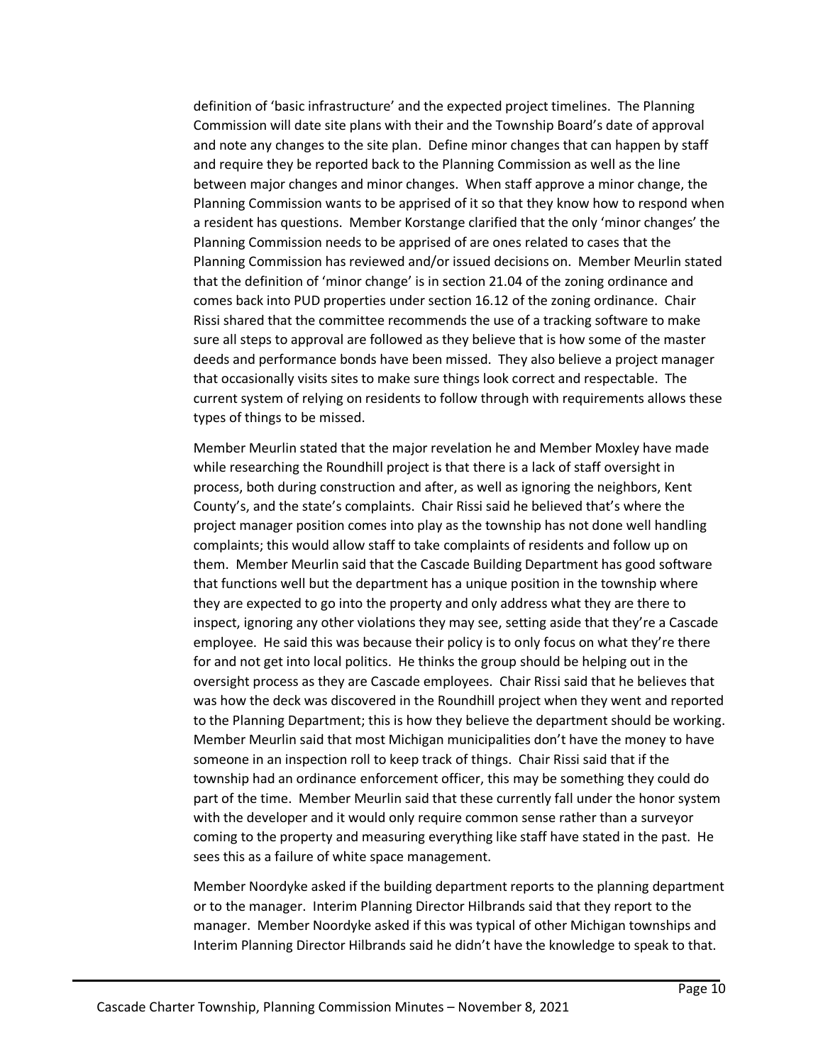definition of 'basic infrastructure' and the expected project timelines. The Planning Commission will date site plans with their and the Township Board's date of approval and note any changes to the site plan. Define minor changes that can happen by staff and require they be reported back to the Planning Commission as well as the line between major changes and minor changes. When staff approve a minor change, the Planning Commission wants to be apprised of it so that they know how to respond when a resident has questions. Member Korstange clarified that the only 'minor changes' the Planning Commission needs to be apprised of are ones related to cases that the Planning Commission has reviewed and/or issued decisions on. Member Meurlin stated that the definition of 'minor change' is in section 21.04 of the zoning ordinance and comes back into PUD properties under section 16.12 of the zoning ordinance. Chair Rissi shared that the committee recommends the use of a tracking software to make sure all steps to approval are followed as they believe that is how some of the master deeds and performance bonds have been missed. They also believe a project manager that occasionally visits sites to make sure things look correct and respectable. The current system of relying on residents to follow through with requirements allows these types of things to be missed.

Member Meurlin stated that the major revelation he and Member Moxley have made while researching the Roundhill project is that there is a lack of staff oversight in process, both during construction and after, as well as ignoring the neighbors, Kent County's, and the state's complaints. Chair Rissi said he believed that's where the project manager position comes into play as the township has not done well handling complaints; this would allow staff to take complaints of residents and follow up on them. Member Meurlin said that the Cascade Building Department has good software that functions well but the department has a unique position in the township where they are expected to go into the property and only address what they are there to inspect, ignoring any other violations they may see, setting aside that they're a Cascade employee. He said this was because their policy is to only focus on what they're there for and not get into local politics. He thinks the group should be helping out in the oversight process as they are Cascade employees. Chair Rissi said that he believes that was how the deck was discovered in the Roundhill project when they went and reported to the Planning Department; this is how they believe the department should be working. Member Meurlin said that most Michigan municipalities don't have the money to have someone in an inspection roll to keep track of things. Chair Rissi said that if the township had an ordinance enforcement officer, this may be something they could do part of the time. Member Meurlin said that these currently fall under the honor system with the developer and it would only require common sense rather than a surveyor coming to the property and measuring everything like staff have stated in the past. He sees this as a failure of white space management.

Member Noordyke asked if the building department reports to the planning department or to the manager. Interim Planning Director Hilbrands said that they report to the manager. Member Noordyke asked if this was typical of other Michigan townships and Interim Planning Director Hilbrands said he didn't have the knowledge to speak to that.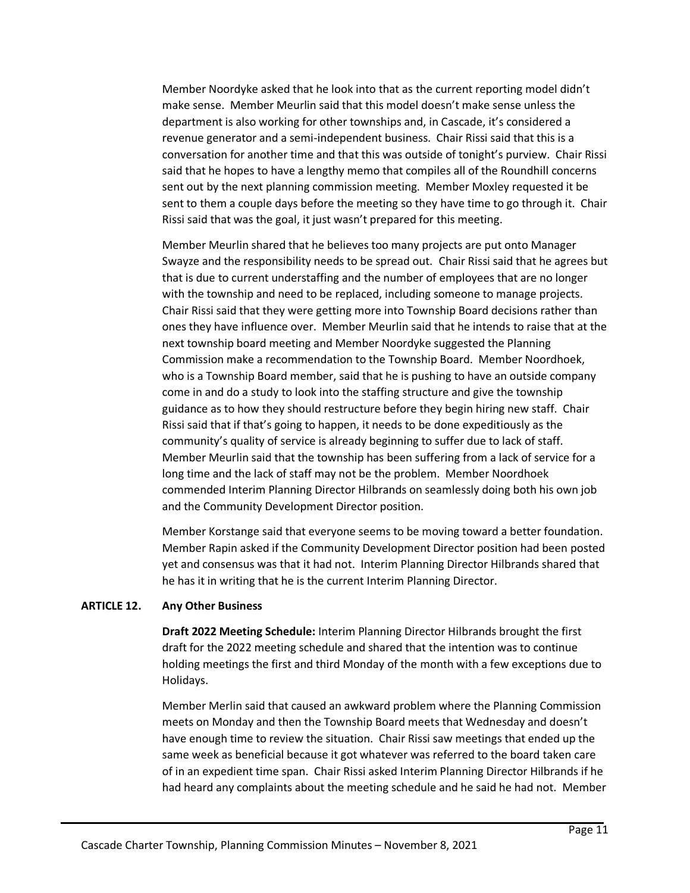Member Noordyke asked that he look into that as the current reporting model didn't make sense. Member Meurlin said that this model doesn't make sense unless the department is also working for other townships and, in Cascade, it's considered a revenue generator and a semi-independent business. Chair Rissi said that this is a conversation for another time and that this was outside of tonight's purview. Chair Rissi said that he hopes to have a lengthy memo that compiles all of the Roundhill concerns sent out by the next planning commission meeting. Member Moxley requested it be sent to them a couple days before the meeting so they have time to go through it. Chair Rissi said that was the goal, it just wasn't prepared for this meeting.

Member Meurlin shared that he believes too many projects are put onto Manager Swayze and the responsibility needs to be spread out. Chair Rissi said that he agrees but that is due to current understaffing and the number of employees that are no longer with the township and need to be replaced, including someone to manage projects. Chair Rissi said that they were getting more into Township Board decisions rather than ones they have influence over. Member Meurlin said that he intends to raise that at the next township board meeting and Member Noordyke suggested the Planning Commission make a recommendation to the Township Board. Member Noordhoek, who is a Township Board member, said that he is pushing to have an outside company come in and do a study to look into the staffing structure and give the township guidance as to how they should restructure before they begin hiring new staff. Chair Rissi said that if that's going to happen, it needs to be done expeditiously as the community's quality of service is already beginning to suffer due to lack of staff. Member Meurlin said that the township has been suffering from a lack of service for a long time and the lack of staff may not be the problem. Member Noordhoek commended Interim Planning Director Hilbrands on seamlessly doing both his own job and the Community Development Director position.

Member Korstange said that everyone seems to be moving toward a better foundation. Member Rapin asked if the Community Development Director position had been posted yet and consensus was that it had not. Interim Planning Director Hilbrands shared that he has it in writing that he is the current Interim Planning Director.

**ARTICLE 12. Any Other Business**

**Draft 2022 Meeting Schedule:** Interim Planning Director Hilbrands brought the first draft for the 2022 meeting schedule and shared that the intention was to continue holding meetings the first and third Monday of the month with a few exceptions due to Holidays.

Member Merlin said that caused an awkward problem where the Planning Commission meets on Monday and then the Township Board meets that Wednesday and doesn't have enough time to review the situation. Chair Rissi saw meetings that ended up the same week as beneficial because it got whatever was referred to the board taken care of in an expedient time span. Chair Rissi asked Interim Planning Director Hilbrands if he had heard any complaints about the meeting schedule and he said he had not. Member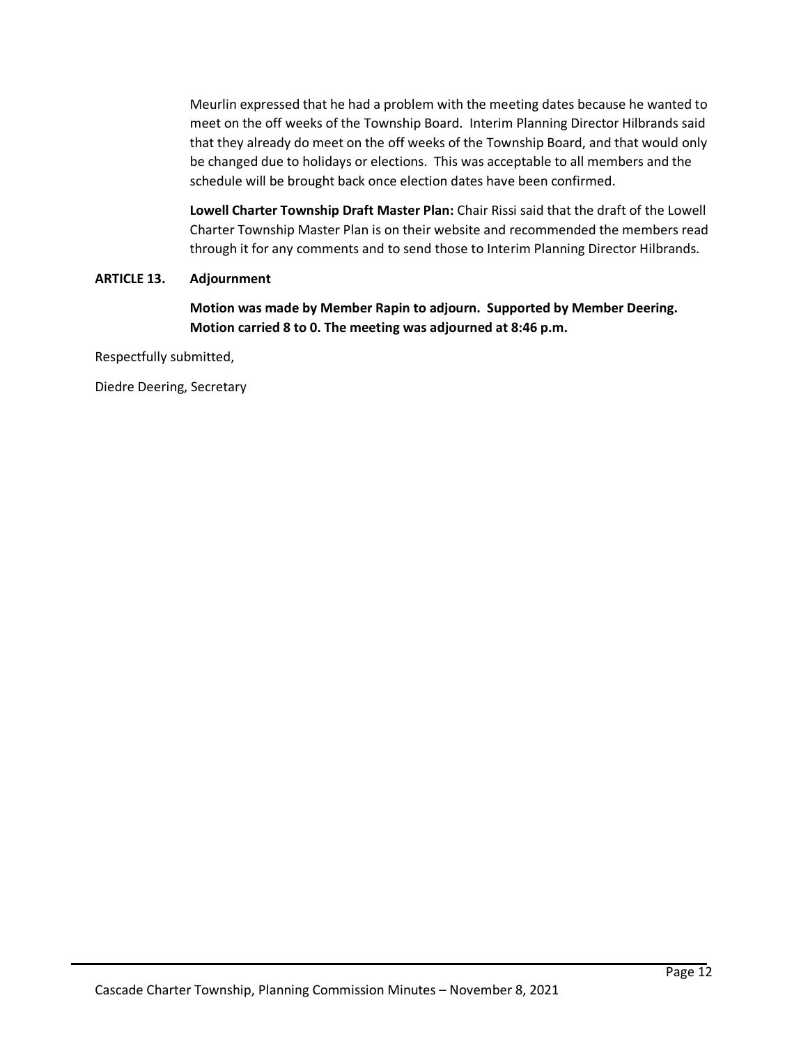Meurlin expressed that he had a problem with the meeting dates because he wanted to meet on the off weeks of the Township Board. Interim Planning Director Hilbrands said that they already do meet on the off weeks of the Township Board, and that would only be changed due to holidays or elections. This was acceptable to all members and the schedule will be brought back once election dates have been confirmed.

**Lowell Charter Township Draft Master Plan:** Chair Rissi said that the draft of the Lowell Charter Township Master Plan is on their website and recommended the members read through it for any comments and to send those to Interim Planning Director Hilbrands.

**ARTICLE 13. Adjournment**

**Motion was made by Member Rapin to adjourn. Supported by Member Deering. Motion carried 8 to 0. The meeting was adjourned at 8:46 p.m.**

Respectfully submitted,

Diedre Deering, Secretary